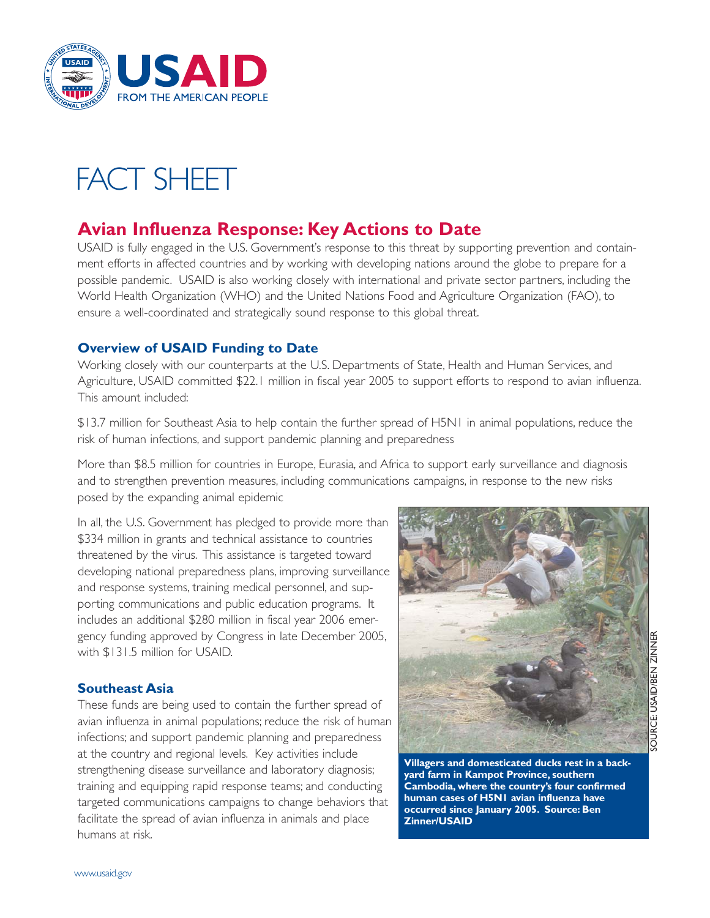# FACT SHEET

## Avian Influenza Response: Key Actions to Date

USAID is fully engaged in the U.S. Government's response to this threat by supporting prevention and containment efforts in affected countries and by working with developing nations around the globe to prepare for a possible pandemic. USAID is also working closely with international and private sector partners, including the World Health Organization (WHO) and the United Nations Food and Agriculture Organization (FAO), to ensure a well-coordinated and strategically sound response to this global threat.

### Overview of USAID Funding to Date

Working closely with our counterparts at the U.S. Departments of State, Health and Human Services, and Agriculture, USAID committed $22.1 million in fiscal year 2005 to support efforts to respond to avian influenza. This amount included:

$13.7 million for Southeast Asia to help contain the further spread of H5N1 in animal populations, reduce the risk of human infections, and support pandemic planning and preparedness

More than $8.5 million for countries in Europe, Eurasia, and Africa to support early surveillance and diagnosis and to strengthen prevention measures, including communications campaigns, in response to the new risks posed by the expanding animal epidemic

In all, the U.S. Government has pledged to provide more than $334 million in grants and technical assistance to countries threatened by the virus. This assistance is targeted toward developing national preparedness plans, improving surveillance and response systems, training medical personnel, and supporting communications and public education programs. It includes an additional $280 million in fiscal year 2006 emergency funding approved by Congress in late December 2005, with $131.5 million for USAID.

### Southeast Asia

These funds are being used to contain the further spread of avian influenza in animal populations; reduce the risk of human infections; and support pandemic planning and preparedness at the country and regional levels. Key activities include strengthening disease surveillance and laboratory diagnosis; training and equipping rapid response teams; and conducting targeted communications campaigns to change behaviors that facilitate the spread of avian influenza in animals and place humans at risk.

SOURCE: USAID/BEN ZINNER

**Villagers and domesticated ducks rest in a backyard farm in Kampot Province, southern Cambodia, where the country's four confirmed human cases of H5N1 avian influenza have occurred since January 2005. Source: Ben Zinner/USAID**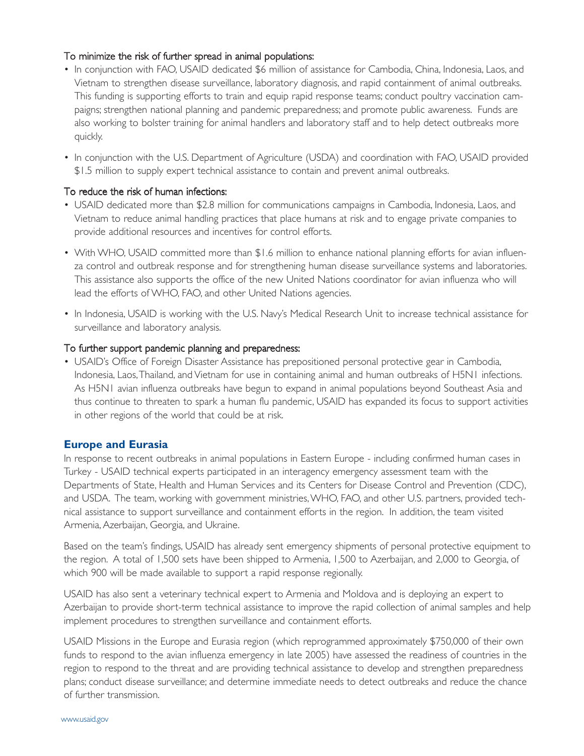To minimize the risk of further spread in animal populations:

- In conjunction with FAO, USAID dedicated $6 million of assistance for Cambodia, China, Indonesia, Laos, and Vietnam to strengthen disease surveillance, laboratory diagnosis, and rapid containment of animal outbreaks. This funding is supporting efforts to train and equip rapid response teams; conduct poultry vaccination campaigns; strengthen national planning and pandemic preparedness; and promote public awareness. Funds are also working to bolster training for animal handlers and laboratory staff and to help detect outbreaks more quickly.
- In conjunction with the U.S. Department of Agriculture (USDA) and coordination with FAO, USAID provided $1.5 million to supply expert technical assistance to contain and prevent animal outbreaks.

To reduce the risk of human infections:

- USAID dedicated more than $2.8 million for communications campaigns in Cambodia, Indonesia, Laos, and Vietnam to reduce animal handling practices that place humans at risk and to engage private companies to provide additional resources and incentives for control efforts.
- With WHO, USAID committed more than $1.6 million to enhance national planning efforts for avian influenza control and outbreak response and for strengthening human disease surveillance systems and laboratories. This assistance also supports the office of the new United Nations coordinator for avian influenza who will lead the efforts of WHO, FAO, and other United Nations agencies.
- In Indonesia, USAID is working with the U.S. Navy's Medical Research Unit to increase technical assistance for surveillance and laboratory analysis.

To further support pandemic planning and preparedness:

- USAID's Office of Foreign Disaster Assistance has prepositioned personal protective gear in Cambodia, Indonesia, Laos, Thailand, and Vietnam for use in containing animal and human outbreaks of H5N1 infections. As H5N1 avian influenza outbreaks have begun to expand in animal populations beyond Southeast Asia and thus continue to threaten to spark a human flu pandemic, USAID has expanded its focus to support activities in other regions of the world that could be at risk.

## Europe and Eurasia

In response to recent outbreaks in animal populations in Eastern Europe - including confirmed human cases in Turkey - USAID technical experts participated in an interagency emergency assessment team with the Departments of State, Health and Human Services and its Centers for Disease Control and Prevention (CDC), and USDA. The team, working with government ministries, WHO, FAO, and other U.S. partners, provided technical assistance to support surveillance and containment efforts in the region. In addition, the team visited Armenia, Azerbaijan, Georgia, and Ukraine.

Based on the team's findings, USAID has already sent emergency shipments of personal protective equipment to the region. A total of 1,500 sets have been shipped to Armenia, 1,500 to Azerbaijan, and 2,000 to Georgia, of which 900 will be made available to support a rapid response regionally.

USAID has also sent a veterinary technical expert to Armenia and Moldova and is deploying an expert to Azerbaijan to provide short-term technical assistance to improve the rapid collection of animal samples and help implement procedures to strengthen surveillance and containment efforts.

USAID Missions in the Europe and Eurasia region (which reprogrammed approximately $750,000 of their own funds to respond to the avian influenza emergency in late 2005) have assessed the readiness of countries in the region to respond to the threat and are providing technical assistance to develop and strengthen preparedness plans; conduct disease surveillance; and determine immediate needs to detect outbreaks and reduce the chance of further transmission.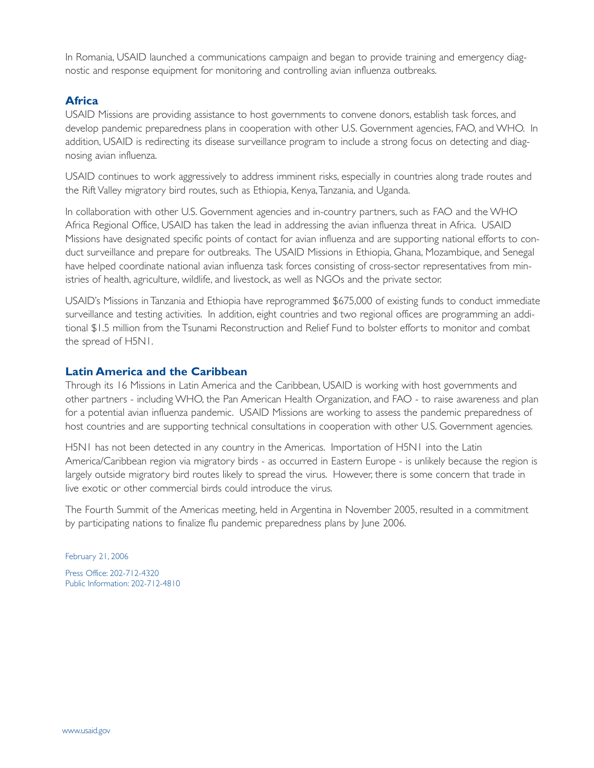In Romania, USAID launched a communications campaign and began to provide training and emergency diagnostic and response equipment for monitoring and controlling avian influenza outbreaks.

## Africa

USAID Missions are providing assistance to host governments to convene donors, establish task forces, and develop pandemic preparedness plans in cooperation with other U.S. Government agencies, FAO, and WHO. In addition, USAID is redirecting its disease surveillance program to include a strong focus on detecting and diagnosing avian influenza.

USAID continues to work aggressively to address imminent risks, especially in countries along trade routes and the Rift Valley migratory bird routes, such as Ethiopia, Kenya, Tanzania, and Uganda.

In collaboration with other U.S. Government agencies and in-country partners, such as FAO and the WHO Africa Regional Office, USAID has taken the lead in addressing the avian influenza threat in Africa. USAID Missions have designated specific points of contact for avian influenza and are supporting national efforts to conduct surveillance and prepare for outbreaks. The USAID Missions in Ethiopia, Ghana, Mozambique, and Senegal have helped coordinate national avian influenza task forces consisting of cross-sector representatives from ministries of health, agriculture, wildlife, and livestock, as well as NGOs and the private sector.

USAID's Missions in Tanzania and Ethiopia have reprogrammed $675,000 of existing funds to conduct immediate surveillance and testing activities. In addition, eight countries and two regional offices are programming an additional $1.5 million from the Tsunami Reconstruction and Relief Fund to bolster efforts to monitor and combat the spread of H5N1.

## Latin America and the Caribbean

Through its 16 Missions in Latin America and the Caribbean, USAID is working with host governments and other partners - including WHO, the Pan American Health Organization, and FAO - to raise awareness and plan for a potential avian influenza pandemic. USAID Missions are working to assess the pandemic preparedness of host countries and are supporting technical consultations in cooperation with other U.S. Government agencies.

H5N1 has not been detected in any country in the Americas. Importation of H5N1 into the Latin America/Caribbean region via migratory birds - as occurred in Eastern Europe - is unlikely because the region is largely outside migratory bird routes likely to spread the virus. However, there is some concern that trade in live exotic or other commercial birds could introduce the virus.

The Fourth Summit of the Americas meeting, held in Argentina in November 2005, resulted in a commitment by participating nations to finalize flu pandemic preparedness plans by June 2006.

February 21, 2006

Press Office: 202-712-4320
Public Information: 202-712-4810

www.usaid.gov